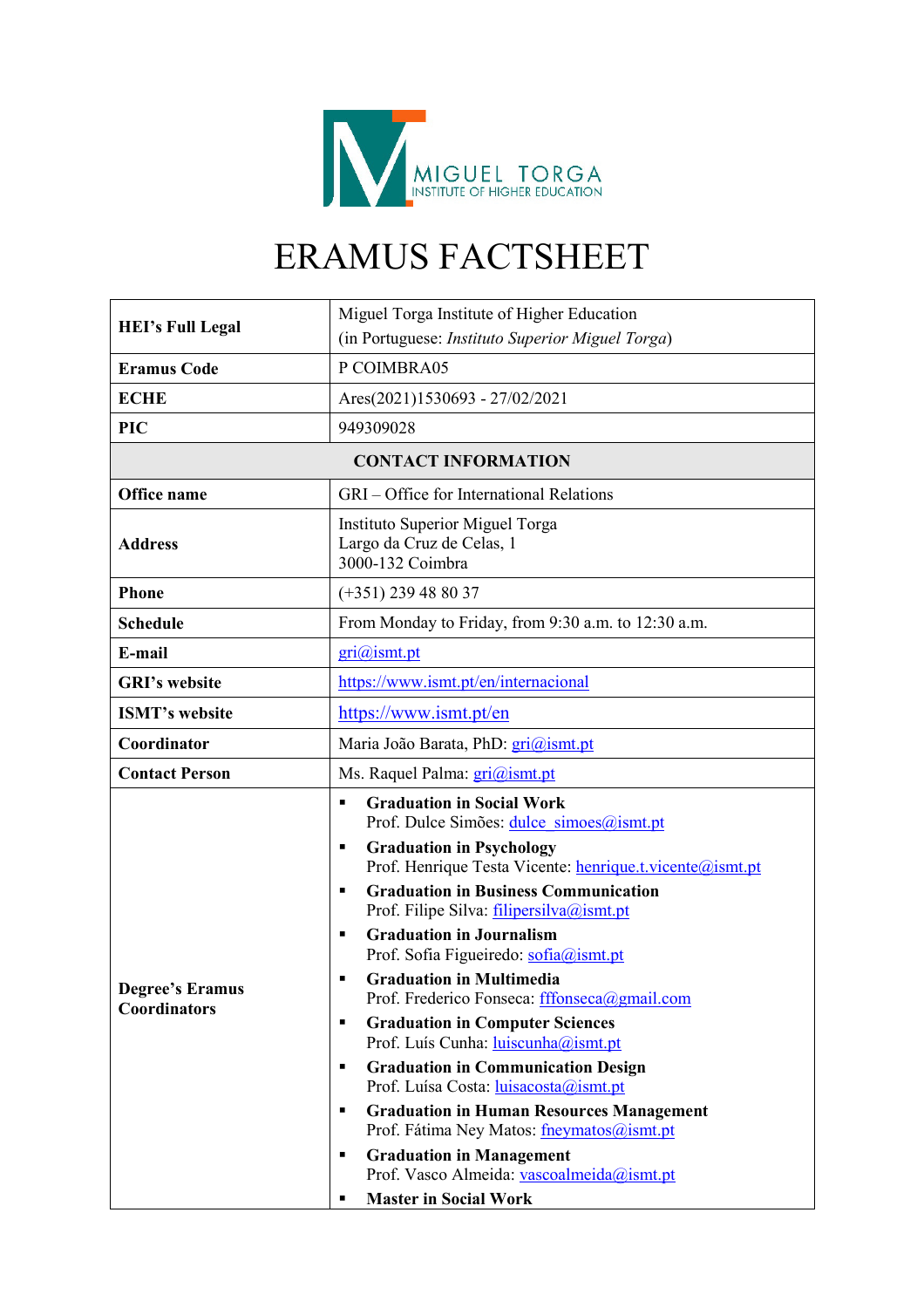MIGUEL TORGA
INSTITUTE OF HIGHER EDUCATION

# ERAMUS FACTSHEET

| **HEI's Full Legal** | Miguel Torga Institute of Higher Education<br>(in Portuguese: *Instituto Superior Miguel Torga*) |
|---|---|
| **Eramus Code** | P COIMBRA05 |
| **ECHE** | Ares(2021)1530693 - 27/02/2021 |
| **PIC** | 949309028 |
| **CONTACT INFORMATION** | |
| **Office name** | GRI – Office for International Relations |
| **Address** | Instituto Superior Miguel Torga<br>Largo da Cruz de Celas, 1<br>3000-132 Coimbra |
| **Phone** | (+351) 239 48 80 37 |
| **Schedule** | From Monday to Friday, from 9:30 a.m. to 12:30 a.m. |
| **E-mail** | gri@ismt.pt |
| **GRI's website** | https://www.ismt.pt/en/internacional |
| **ISMT's website** | https://www.ismt.pt/en |
| **Coordinator** | Maria João Barata, PhD: gri@ismt.pt |
| **Contact Person** | Ms. Raquel Palma: gri@ismt.pt |
| **Degree's Eramus Coordinators** | ▪ **Graduation in Social Work**<br>Prof. Dulce Simões: dulce_simoes@ismt.pt<br>▪ **Graduation in Psychology**<br>Prof. Henrique Testa Vicente: henrique.t.vicente@ismt.pt<br>▪ **Graduation in Business Communication**<br>Prof. Filipe Silva: filipersilva@ismt.pt<br>▪ **Graduation in Journalism**<br>Prof. Sofia Figueiredo: sofia@ismt.pt<br>▪ **Graduation in Multimedia**<br>Prof. Frederico Fonseca: fffonseca@gmail.com<br>▪ **Graduation in Computer Sciences**<br>Prof. Luís Cunha: luiscunha@ismt.pt<br>▪ **Graduation in Communication Design**<br>Prof. Luísa Costa: luisacosta@ismt.pt<br>▪ **Graduation in Human Resources Management**<br>Prof. Fátima Ney Matos: fneymatos@ismt.pt<br>▪ **Graduation in Management**<br>Prof. Vasco Almeida: vascoalmeida@ismt.pt<br>▪ **Master in Social Work** |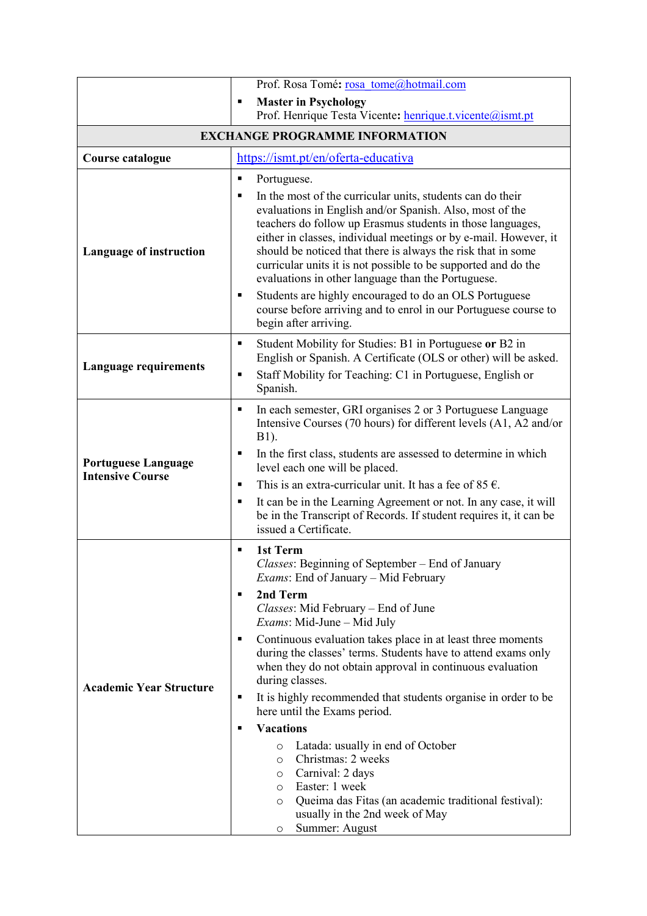| | |
|---|---|
| | Prof. Rosa Tomé: rosa_tome@hotmail.com<br>▪ **Master in Psychology**<br>Prof. Henrique Testa Vicente: henrique.t.vicente@ismt.pt |
| **EXCHANGE PROGRAMME INFORMATION** | |
| **Course catalogue** | https://ismt.pt/en/oferta-educativa |
| **Language of instruction** | ▪ Portuguese.<br>▪ In the most of the curricular units, students can do their evaluations in English and/or Spanish. Also, most of the teachers do follow up Erasmus students in those languages, either in classes, individual meetings or by e-mail. However, it should be noticed that there is always the risk that in some curricular units it is not possible to be supported and do the evaluations in other language than the Portuguese.<br>▪ Students are highly encouraged to do an OLS Portuguese course before arriving and to enrol in our Portuguese course to begin after arriving. |
| **Language requirements** | ▪ Student Mobility for Studies: B1 in Portuguese **or** B2 in English or Spanish. A Certificate (OLS or other) will be asked.<br>▪ Staff Mobility for Teaching: C1 in Portuguese, English or Spanish. |
| **Portuguese Language Intensive Course** | ▪ In each semester, GRI organises 2 or 3 Portuguese Language Intensive Courses (70 hours) for different levels (A1, A2 and/or B1).<br>▪ In the first class, students are assessed to determine in which level each one will be placed.<br>▪ This is an extra-curricular unit. It has a fee of 85 €.<br>▪ It can be in the Learning Agreement or not. In any case, it will be in the Transcript of Records. If student requires it, it can be issued a Certificate. |
| **Academic Year Structure** | ▪ **1st Term**<br>*Classes*: Beginning of September – End of January<br>*Exams*: End of January – Mid February<br>▪ **2nd Term**<br>*Classes*: Mid February – End of June<br>*Exams*: Mid-June – Mid July<br>▪ Continuous evaluation takes place in at least three moments during the classes' terms. Students have to attend exams only when they do not obtain approval in continuous evaluation during classes.<br>▪ It is highly recommended that students organise in order to be here until the Exams period.<br>▪ **Vacations**<br>○ Latada: usually in end of October<br>○ Christmas: 2 weeks<br>○ Carnival: 2 days<br>○ Easter: 1 week<br>○ Queima das Fitas (an academic traditional festival): usually in the 2nd week of May<br>○ Summer: August |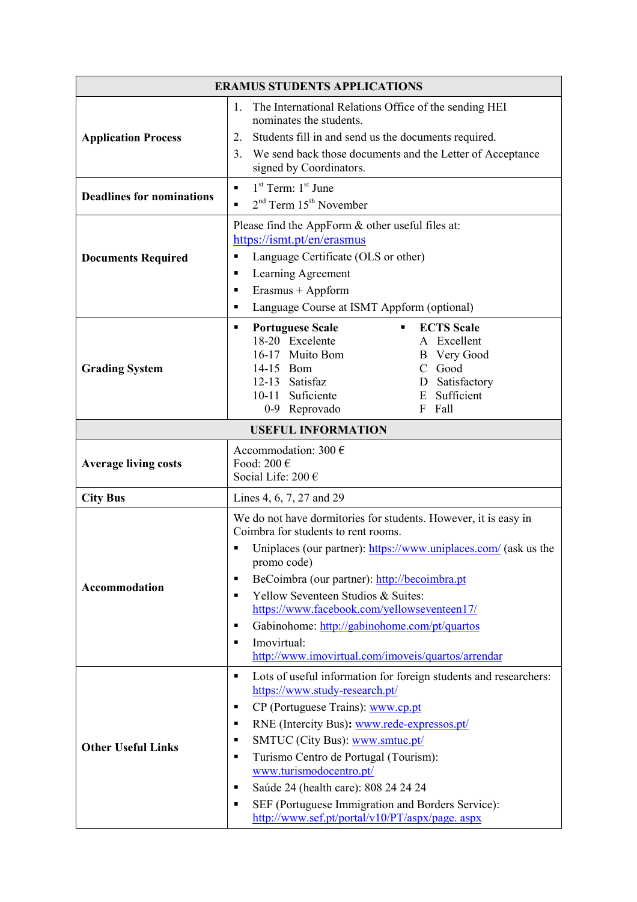| ERAMUS STUDENTS APPLICATIONS | |
|---|---|
| **Application Process** | 1. The International Relations Office of the sending HEI nominates the students.<br>2. Students fill in and send us the documents required.<br>3. We send back those documents and the Letter of Acceptance signed by Coordinators. |
| **Deadlines for nominations** | ▪ 1st Term: 1st June<br>▪ 2nd Term 15th November |
| **Documents Required** | Please find the AppForm & other useful files at: https://ismt.pt/en/erasmus<br>▪ Language Certificate (OLS or other)<br>▪ Learning Agreement<br>▪ Erasmus + Appform<br>▪ Language Course at ISMT Appform (optional) |
| **Grading System** | ▪ **Portuguese Scale**<br>18-20 Excelente<br>16-17 Muito Bom<br>14-15 Bom<br>12-13 Satisfaz<br>10-11 Suficiente<br>0-9 Reprovado<br>▪ **ECTS Scale**<br>A Excellent<br>B Very Good<br>C Good<br>D Satisfactory<br>E Sufficient<br>F Fall |
| **USEFUL INFORMATION** | |
| **Average living costs** | Accommodation: 300 €<br>Food: 200 €<br>Social Life: 200 € |
| **City Bus** | Lines 4, 6, 7, 27 and 29 |
| **Accommodation** | We do not have dormitories for students. However, it is easy in Coimbra for students to rent rooms.<br>▪ Uniplaces (our partner): https://www.uniplaces.com/ (ask us the promo code)<br>▪ BeCoimbra (our partner): http://becoimbra.pt<br>▪ Yellow Seventeen Studios & Suites: https://www.facebook.com/yellowseventeen17/<br>▪ Gabinohome: http://gabinohome.com/pt/quartos<br>▪ Imovirtual: http://www.imovirtual.com/imoveis/quartos/arrendar |
| **Other Useful Links** | ▪ Lots of useful information for foreign students and researchers: https://www.study-research.pt/<br>▪ CP (Portuguese Trains): www.cp.pt<br>▪ RNE (Intercity Bus): www.rede-expressos.pt/<br>▪ SMTUC (City Bus): www.smtuc.pt/<br>▪ Turismo Centro de Portugal (Tourism): www.turismodocentro.pt/<br>▪ Saúde 24 (health care): 808 24 24 24<br>▪ SEF (Portuguese Immigration and Borders Service): http://www.sef.pt/portal/v10/PT/aspx/page. aspx |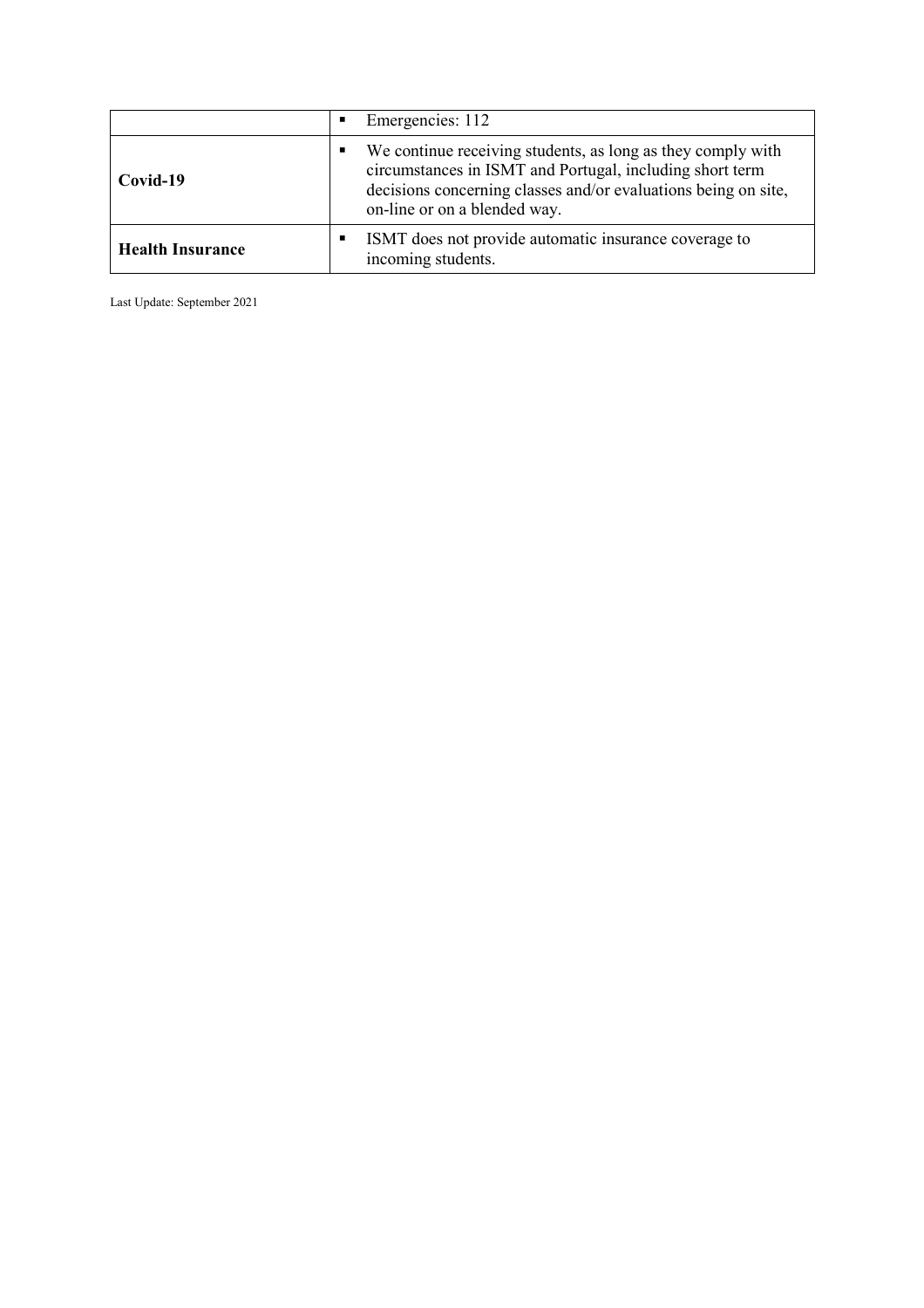| | |
|---|---|
| | ▪ Emergencies: 112 |
| **Covid-19** | ▪ We continue receiving students, as long as they comply with circumstances in ISMT and Portugal, including short term decisions concerning classes and/or evaluations being on site, on-line or on a blended way. |
| **Health Insurance** | ▪ ISMT does not provide automatic insurance coverage to incoming students. |

Last Update: September 2021